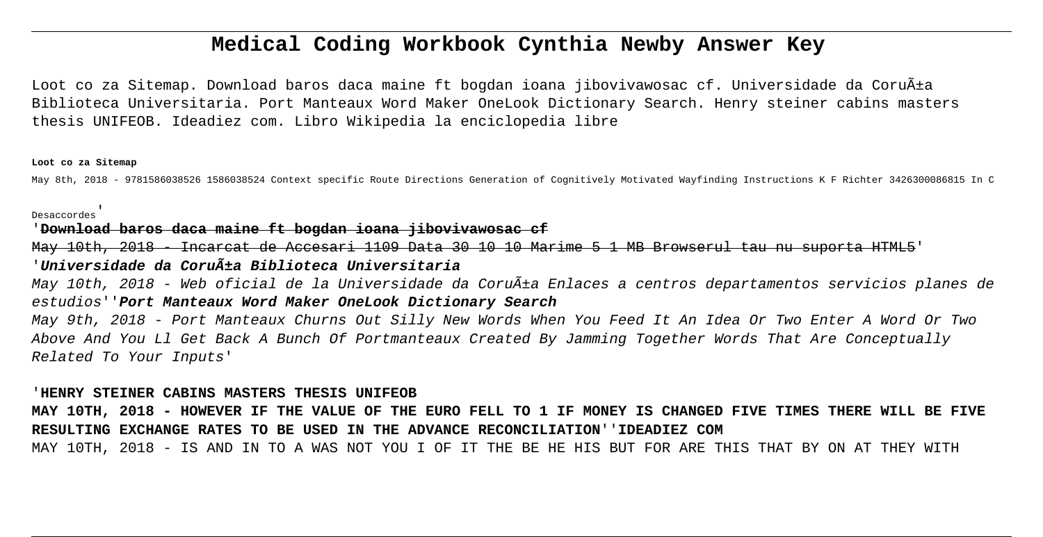# Medical Coding Workbook Cynthia Newby Answer Key

Loot co za Sitemap. Download baros daca maine ft bogdan ioana jibovivawosac cf. Universidade da CoruÃ±a Biblioteca Universitaria. Port Manteaux Word Maker OneLook Dictionary Search. Henry steiner cabins masters thesis UNIFEOB. Ideadiez com. Libro Wikipedia la enciclopedia libre

**Loot co za Sitemap**

May 8th, 2018 - 9781586038526 1586038524 Context specific Route Directions Generation of Cognitively Motivated Wayfinding Instructions K F Richter 3426300086815 In C Desaccordes'

'**Download baros daca maine ft bogdan ioana jibovivawosac cf**

~~May 10th, 2018 - Incarcat de Accesari 1109 Data 30 10 10 Marime 5 1 MB Browserul tau nu suporta HTML5~~'

'***Universidade da CoruÃ±a Biblioteca Universitaria***

*May 10th, 2018 - Web oficial de la Universidade da CoruÃ±a Enlaces a centros departamentos servicios planes de estudios*''**Port Manteaux Word Maker OneLook Dictionary Search**

*May 9th, 2018 - Port Manteaux Churns Out Silly New Words When You Feed It An Idea Or Two Enter A Word Or Two Above And You Ll Get Back A Bunch Of Portmanteaux Created By Jamming Together Words That Are Conceptually Related To Your Inputs*'

'**HENRY STEINER CABINS MASTERS THESIS UNIFEOB**

**MAY 10TH, 2018 - HOWEVER IF THE VALUE OF THE EURO FELL TO 1 IF MONEY IS CHANGED FIVE TIMES THERE WILL BE FIVE RESULTING EXCHANGE RATES TO BE USED IN THE ADVANCE RECONCILIATION**''**IDEADIEZ COM**

MAY 10TH, 2018 - IS AND IN TO A WAS NOT YOU I OF IT THE BE HE HIS BUT FOR ARE THIS THAT BY ON AT THEY WITH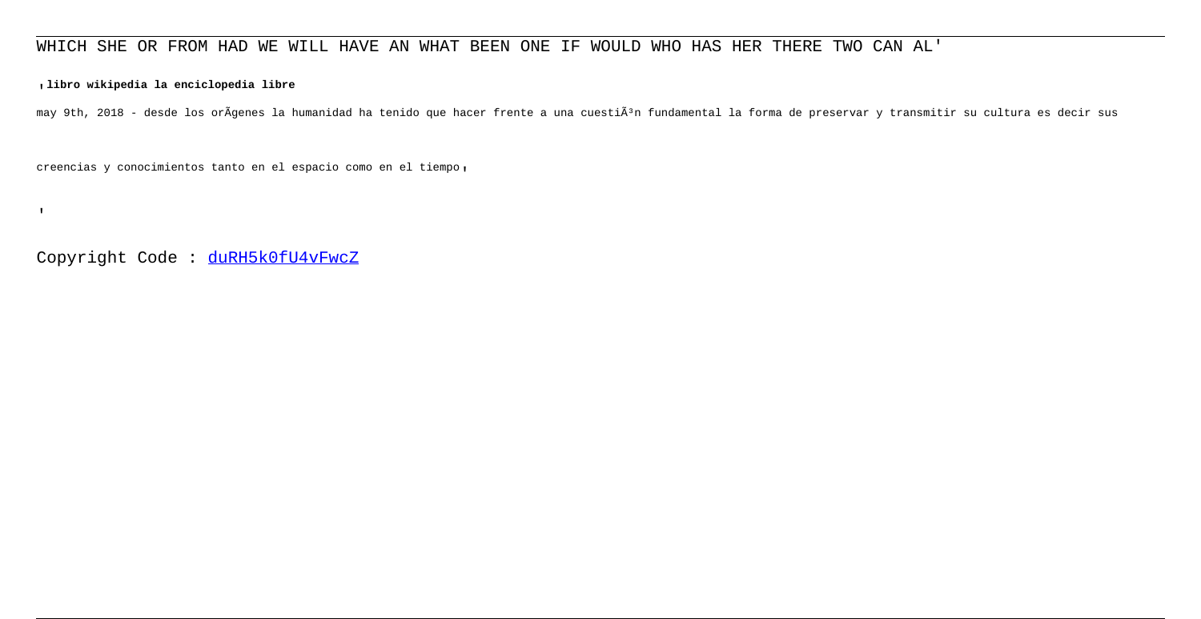WHICH SHE OR FROM HAD WE WILL HAVE AN WHAT BEEN ONE IF WOULD WHO HAS HER THERE TWO CAN AL'

'**libro wikipedia la enciclopedia libre**

may 9th, 2018 - desde los orÃgenes la humanidad ha tenido que hacer frente a una cuestiÃ³n fundamental la forma de preservar y transmitir su cultura es decir sus creencias y conocimientos tanto en el espacio como en el tiempo'

'

Copyright Code : duRH5k0fU4vFwcZ